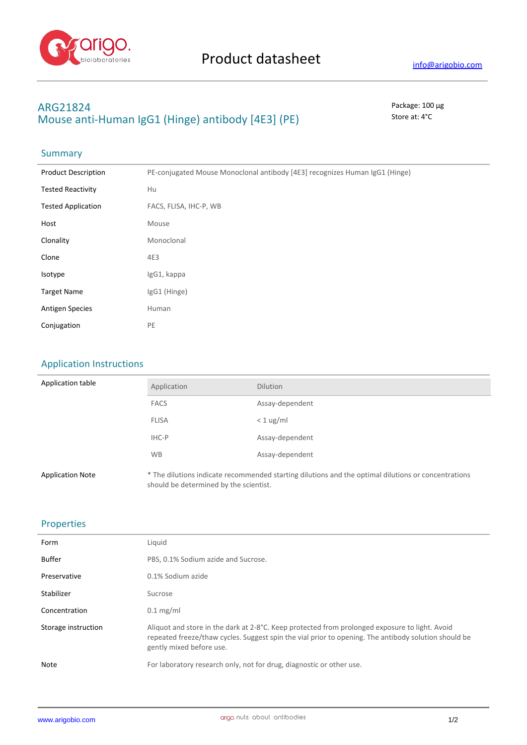# Product datasheet

info@arigobio.com

## ARG21824
## Mouse anti-Human IgG1 (Hinge) antibody [4E3] (PE)

Package: 100 μg
Store at: 4°C

### Summary

| | |
|---|---|
| Product Description | PE-conjugated Mouse Monoclonal antibody [4E3] recognizes Human IgG1 (Hinge) |
| Tested Reactivity | Hu |
| Tested Application | FACS, FLISA, IHC-P, WB |
| Host | Mouse |
| Clonality | Monoclonal |
| Clone | 4E3 |
| Isotype | IgG1, kappa |
| Target Name | IgG1 (Hinge) |
| Antigen Species | Human |
| Conjugation | PE |

### Application Instructions

Application table

| Application | Dilution |
|---|---|
| FACS | Assay-dependent |
| FLISA | < 1 ug/ml |
| IHC-P | Assay-dependent |
| WB | Assay-dependent |

Application Note: * The dilutions indicate recommended starting dilutions and the optimal dilutions or concentrations should be determined by the scientist.

### Properties

| | |
|---|---|
| Form | Liquid |
| Buffer | PBS, 0.1% Sodium azide and Sucrose. |
| Preservative | 0.1% Sodium azide |
| Stabilizer | Sucrose |
| Concentration | 0.1 mg/ml |
| Storage instruction | Aliquot and store in the dark at 2-8°C. Keep protected from prolonged exposure to light. Avoid repeated freeze/thaw cycles. Suggest spin the vial prior to opening. The antibody solution should be gently mixed before use. |
| Note | For laboratory research only, not for drug, diagnostic or other use. |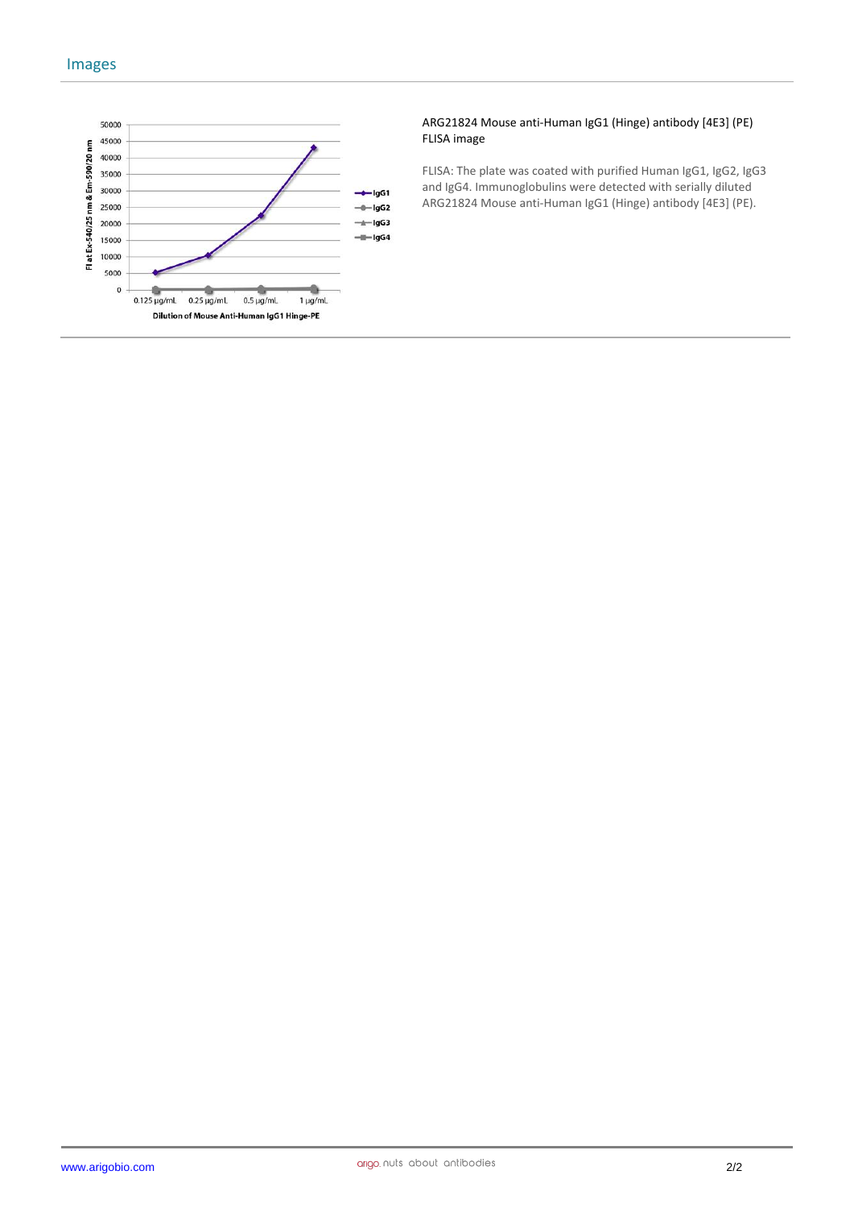## Images

Fl at Ex-540/25 nm & Em-590/20 nm

50000
45000
40000
35000
30000
25000
20000
15000
10000
5000
0

0.125 µg/mL
0.25 µg/mL
0.5 µg/mL
1 µg/mL

Dilution of Mouse Anti-Human IgG1 Hinge-PE

IgG1
IgG2
IgG3
IgG4

ARG21824 Mouse anti-Human IgG1 (Hinge) antibody [4E3] (PE) FLISA image

FLISA: The plate was coated with purified Human IgG1, IgG2, IgG3 and IgG4. Immunoglobulins were detected with serially diluted ARG21824 Mouse anti-Human IgG1 (Hinge) antibody [4E3] (PE).